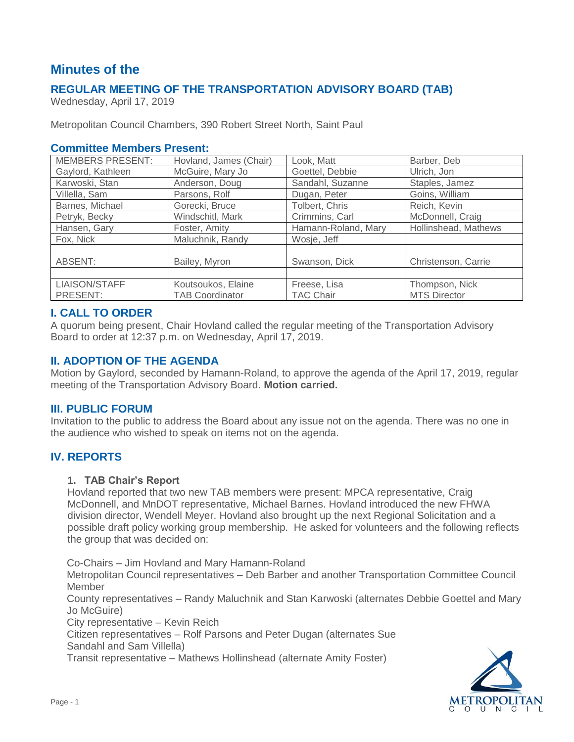# Minutes of the

## REGULAR MEETING OF THE TRANSPORTATION ADVISORY BOARD (TAB)

Wednesday, April 17, 2019

Metropolitan Council Chambers, 390 Robert Street North, Saint Paul

### Committee Members Present:

| MEMBERS PRESENT: | Hovland, James (Chair) | Look, Matt | Barber, Deb |
|---|---|---|---|
| Gaylord, Kathleen | McGuire, Mary Jo | Goettel, Debbie | Ulrich, Jon |
| Karwoski, Stan | Anderson, Doug | Sandahl, Suzanne | Staples, Jamez |
| Villella, Sam | Parsons, Rolf | Dugan, Peter | Goins, William |
| Barnes, Michael | Gorecki, Bruce | Tolbert, Chris | Reich, Kevin |
| Petryk, Becky | Windschitl, Mark | Crimmins, Carl | McDonnell, Craig |
| Hansen, Gary | Foster, Amity | Hamann-Roland, Mary | Hollinshead, Mathews |
| Fox, Nick | Maluchnik, Randy | Wosje, Jeff | |
| | | | |
| ABSENT: | Bailey, Myron | Swanson, Dick | Christenson, Carrie |
| | | | |
| LIAISON/STAFF PRESENT: | Koutsoukos, Elaine TAB Coordinator | Freese, Lisa TAC Chair | Thompson, Nick MTS Director |

## I. CALL TO ORDER

A quorum being present, Chair Hovland called the regular meeting of the Transportation Advisory Board to order at 12:37 p.m. on Wednesday, April 17, 2019.

## II. ADOPTION OF THE AGENDA

Motion by Gaylord, seconded by Hamann-Roland, to approve the agenda of the April 17, 2019, regular meeting of the Transportation Advisory Board. **Motion carried.**

## III. PUBLIC FORUM

Invitation to the public to address the Board about any issue not on the agenda. There was no one in the audience who wished to speak on items not on the agenda.

## IV. REPORTS

### 1. TAB Chair's Report

Hovland reported that two new TAB members were present: MPCA representative, Craig McDonnell, and MnDOT representative, Michael Barnes. Hovland introduced the new FHWA division director, Wendell Meyer. Hovland also brought up the next Regional Solicitation and a possible draft policy working group membership. He asked for volunteers and the following reflects the group that was decided on:

Co-Chairs – Jim Hovland and Mary Hamann-Roland

Metropolitan Council representatives – Deb Barber and another Transportation Committee Council Member

County representatives – Randy Maluchnik and Stan Karwoski (alternates Debbie Goettel and Mary Jo McGuire)

City representative – Kevin Reich

Citizen representatives – Rolf Parsons and Peter Dugan (alternates Sue Sandahl and Sam Villella)

Transit representative – Mathews Hollinshead (alternate Amity Foster)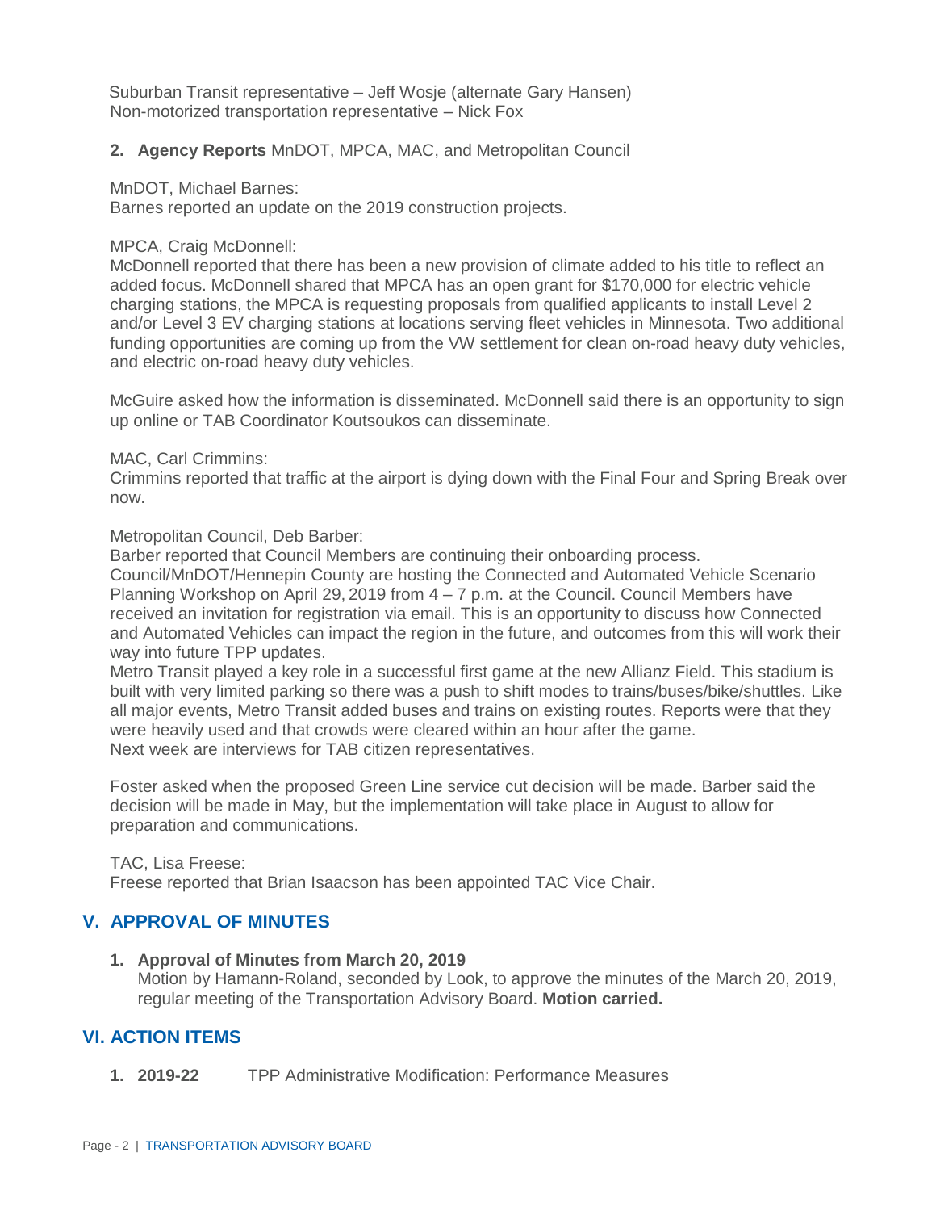Suburban Transit representative – Jeff Wosje (alternate Gary Hansen)
Non-motorized transportation representative – Nick Fox

**2. Agency Reports** MnDOT, MPCA, MAC, and Metropolitan Council

MnDOT, Michael Barnes:
Barnes reported an update on the 2019 construction projects.

MPCA, Craig McDonnell:
McDonnell reported that there has been a new provision of climate added to his title to reflect an added focus. McDonnell shared that MPCA has an open grant for $170,000 for electric vehicle charging stations, the MPCA is requesting proposals from qualified applicants to install Level 2 and/or Level 3 EV charging stations at locations serving fleet vehicles in Minnesota. Two additional funding opportunities are coming up from the VW settlement for clean on-road heavy duty vehicles, and electric on-road heavy duty vehicles.

McGuire asked how the information is disseminated. McDonnell said there is an opportunity to sign up online or TAB Coordinator Koutsoukos can disseminate.

MAC, Carl Crimmins:
Crimmins reported that traffic at the airport is dying down with the Final Four and Spring Break over now.

Metropolitan Council, Deb Barber:
Barber reported that Council Members are continuing their onboarding process.
Council/MnDOT/Hennepin County are hosting the Connected and Automated Vehicle Scenario Planning Workshop on April 29, 2019 from 4 – 7 p.m. at the Council. Council Members have received an invitation for registration via email. This is an opportunity to discuss how Connected and Automated Vehicles can impact the region in the future, and outcomes from this will work their way into future TPP updates.
Metro Transit played a key role in a successful first game at the new Allianz Field. This stadium is built with very limited parking so there was a push to shift modes to trains/buses/bike/shuttles. Like all major events, Metro Transit added buses and trains on existing routes. Reports were that they were heavily used and that crowds were cleared within an hour after the game.
Next week are interviews for TAB citizen representatives.

Foster asked when the proposed Green Line service cut decision will be made. Barber said the decision will be made in May, but the implementation will take place in August to allow for preparation and communications.

TAC, Lisa Freese:
Freese reported that Brian Isaacson has been appointed TAC Vice Chair.

## V. APPROVAL OF MINUTES

**1. Approval of Minutes from March 20, 2019**
Motion by Hamann-Roland, seconded by Look, to approve the minutes of the March 20, 2019, regular meeting of the Transportation Advisory Board. **Motion carried.**

## VI. ACTION ITEMS

**1. 2019-22** TPP Administrative Modification: Performance Measures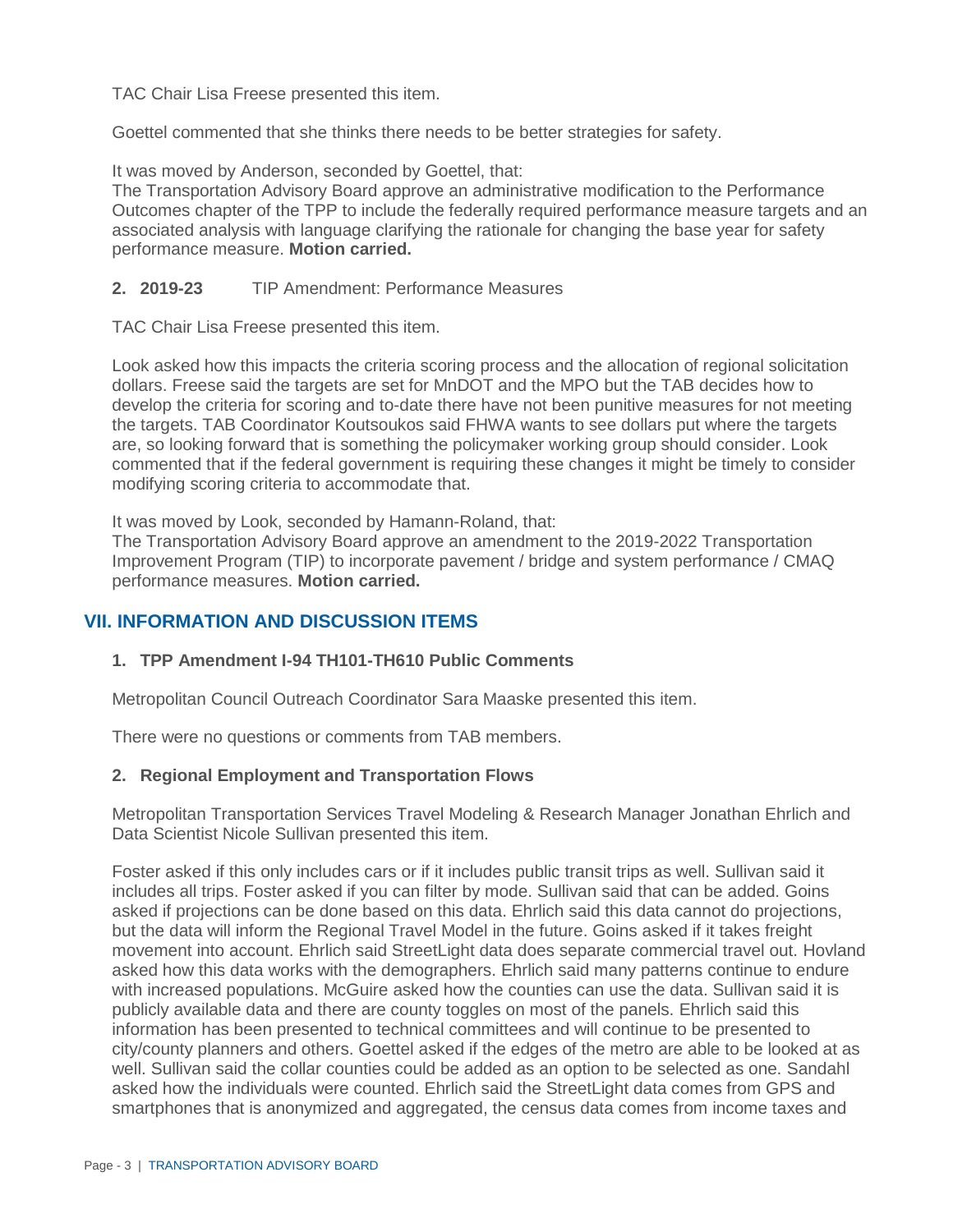TAC Chair Lisa Freese presented this item.

Goettel commented that she thinks there needs to be better strategies for safety.

It was moved by Anderson, seconded by Goettel, that:
The Transportation Advisory Board approve an administrative modification to the Performance Outcomes chapter of the TPP to include the federally required performance measure targets and an associated analysis with language clarifying the rationale for changing the base year for safety performance measure. **Motion carried.**

**2. 2019-23** TIP Amendment: Performance Measures

TAC Chair Lisa Freese presented this item.

Look asked how this impacts the criteria scoring process and the allocation of regional solicitation dollars. Freese said the targets are set for MnDOT and the MPO but the TAB decides how to develop the criteria for scoring and to-date there have not been punitive measures for not meeting the targets. TAB Coordinator Koutsoukos said FHWA wants to see dollars put where the targets are, so looking forward that is something the policymaker working group should consider. Look commented that if the federal government is requiring these changes it might be timely to consider modifying scoring criteria to accommodate that.

It was moved by Look, seconded by Hamann-Roland, that:
The Transportation Advisory Board approve an amendment to the 2019-2022 Transportation Improvement Program (TIP) to incorporate pavement / bridge and system performance / CMAQ performance measures. **Motion carried.**

## VII. INFORMATION AND DISCUSSION ITEMS

**1. TPP Amendment I-94 TH101-TH610 Public Comments**

Metropolitan Council Outreach Coordinator Sara Maaske presented this item.

There were no questions or comments from TAB members.

**2. Regional Employment and Transportation Flows**

Metropolitan Transportation Services Travel Modeling & Research Manager Jonathan Ehrlich and Data Scientist Nicole Sullivan presented this item.

Foster asked if this only includes cars or if it includes public transit trips as well. Sullivan said it includes all trips. Foster asked if you can filter by mode. Sullivan said that can be added. Goins asked if projections can be done based on this data. Ehrlich said this data cannot do projections, but the data will inform the Regional Travel Model in the future. Goins asked if it takes freight movement into account. Ehrlich said StreetLight data does separate commercial travel out. Hovland asked how this data works with the demographers. Ehrlich said many patterns continue to endure with increased populations. McGuire asked how the counties can use the data. Sullivan said it is publicly available data and there are county toggles on most of the panels. Ehrlich said this information has been presented to technical committees and will continue to be presented to city/county planners and others. Goettel asked if the edges of the metro are able to be looked at as well. Sullivan said the collar counties could be added as an option to be selected as one. Sandahl asked how the individuals were counted. Ehrlich said the StreetLight data comes from GPS and smartphones that is anonymized and aggregated, the census data comes from income taxes and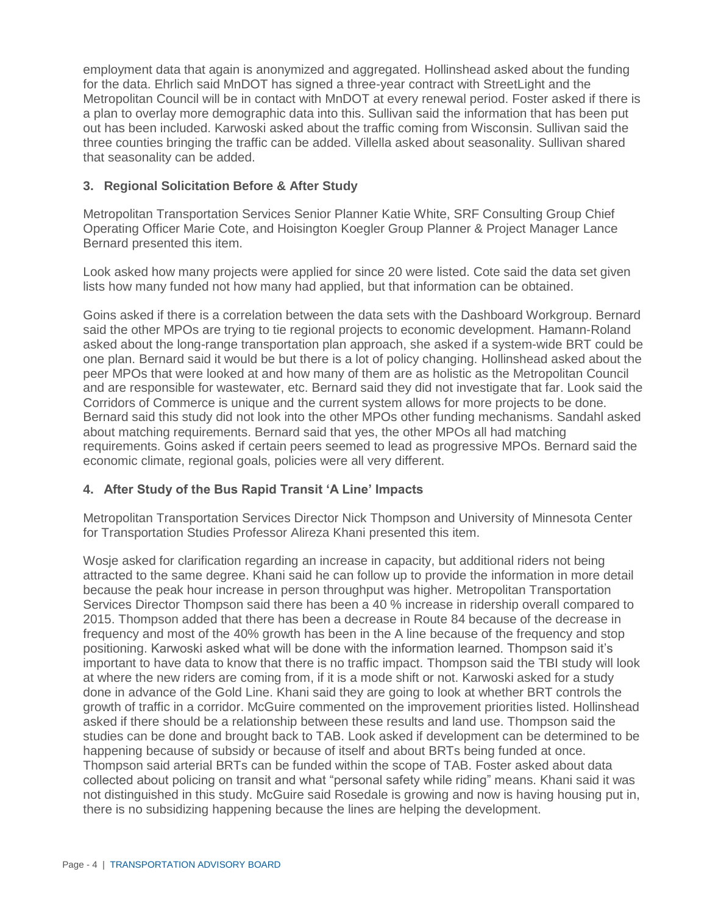employment data that again is anonymized and aggregated. Hollinshead asked about the funding for the data. Ehrlich said MnDOT has signed a three-year contract with StreetLight and the Metropolitan Council will be in contact with MnDOT at every renewal period. Foster asked if there is a plan to overlay more demographic data into this. Sullivan said the information that has been put out has been included. Karwoski asked about the traffic coming from Wisconsin. Sullivan said the three counties bringing the traffic can be added. Villella asked about seasonality. Sullivan shared that seasonality can be added.

### 3. Regional Solicitation Before & After Study

Metropolitan Transportation Services Senior Planner Katie White, SRF Consulting Group Chief Operating Officer Marie Cote, and Hoisington Koegler Group Planner & Project Manager Lance Bernard presented this item.

Look asked how many projects were applied for since 20 were listed. Cote said the data set given lists how many funded not how many had applied, but that information can be obtained.

Goins asked if there is a correlation between the data sets with the Dashboard Workgroup. Bernard said the other MPOs are trying to tie regional projects to economic development. Hamann-Roland asked about the long-range transportation plan approach, she asked if a system-wide BRT could be one plan. Bernard said it would be but there is a lot of policy changing. Hollinshead asked about the peer MPOs that were looked at and how many of them are as holistic as the Metropolitan Council and are responsible for wastewater, etc. Bernard said they did not investigate that far. Look said the Corridors of Commerce is unique and the current system allows for more projects to be done. Bernard said this study did not look into the other MPOs other funding mechanisms. Sandahl asked about matching requirements. Bernard said that yes, the other MPOs all had matching requirements. Goins asked if certain peers seemed to lead as progressive MPOs. Bernard said the economic climate, regional goals, policies were all very different.

### 4. After Study of the Bus Rapid Transit 'A Line' Impacts

Metropolitan Transportation Services Director Nick Thompson and University of Minnesota Center for Transportation Studies Professor Alireza Khani presented this item.

Wosje asked for clarification regarding an increase in capacity, but additional riders not being attracted to the same degree. Khani said he can follow up to provide the information in more detail because the peak hour increase in person throughput was higher. Metropolitan Transportation Services Director Thompson said there has been a 40 % increase in ridership overall compared to 2015. Thompson added that there has been a decrease in Route 84 because of the decrease in frequency and most of the 40% growth has been in the A line because of the frequency and stop positioning. Karwoski asked what will be done with the information learned. Thompson said it's important to have data to know that there is no traffic impact. Thompson said the TBI study will look at where the new riders are coming from, if it is a mode shift or not. Karwoski asked for a study done in advance of the Gold Line. Khani said they are going to look at whether BRT controls the growth of traffic in a corridor. McGuire commented on the improvement priorities listed. Hollinshead asked if there should be a relationship between these results and land use. Thompson said the studies can be done and brought back to TAB. Look asked if development can be determined to be happening because of subsidy or because of itself and about BRTs being funded at once. Thompson said arterial BRTs can be funded within the scope of TAB. Foster asked about data collected about policing on transit and what "personal safety while riding" means. Khani said it was not distinguished in this study. McGuire said Rosedale is growing and now is having housing put in, there is no subsidizing happening because the lines are helping the development.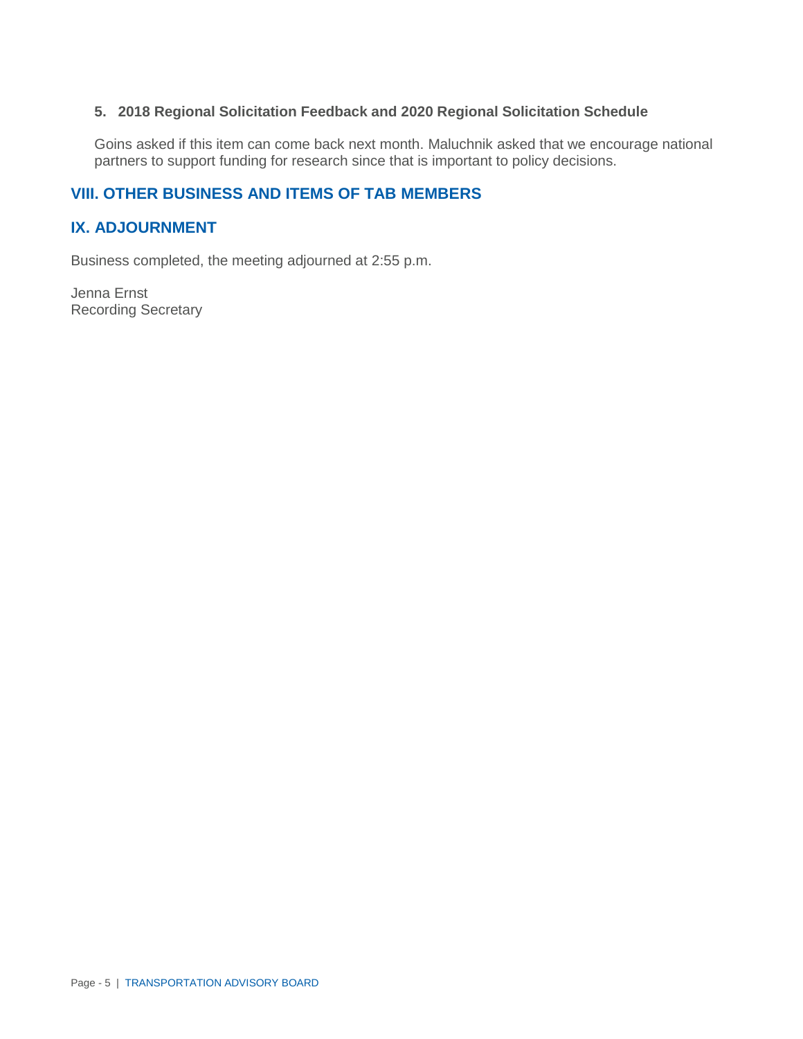### 5. 2018 Regional Solicitation Feedback and 2020 Regional Solicitation Schedule

Goins asked if this item can come back next month. Maluchnik asked that we encourage national partners to support funding for research since that is important to policy decisions.

## VIII. OTHER BUSINESS AND ITEMS OF TAB MEMBERS

## IX. ADJOURNMENT

Business completed, the meeting adjourned at 2:55 p.m.

Jenna Ernst
Recording Secretary